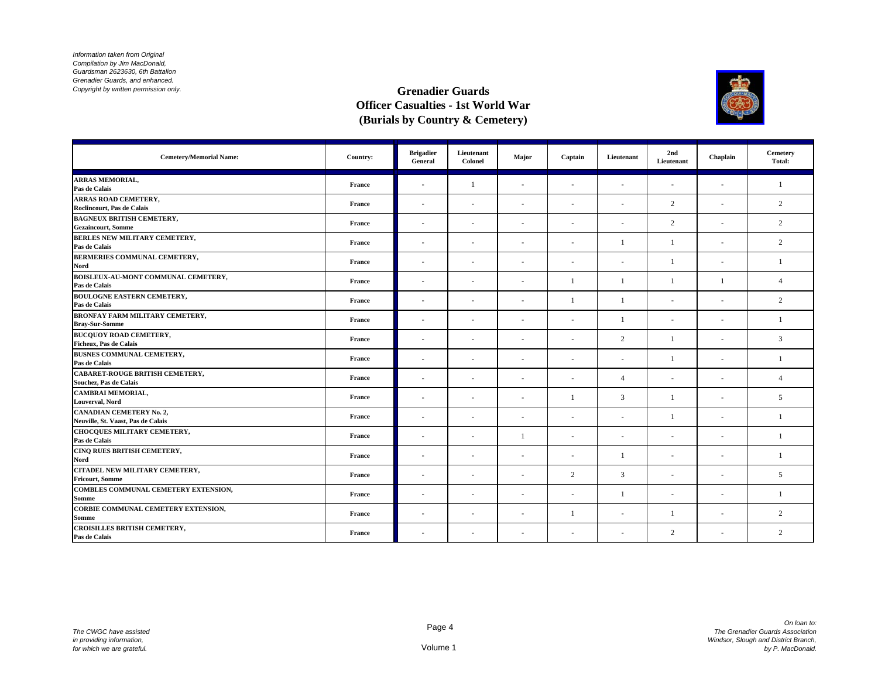*Information taken from Original Compilation by Jim MacDonald, Guardsman 2623630, 6th Battalion Grenadier Guards, and enhanced. Copyright by written permission only.*

# Grenadier Guards
## Officer Casualties - 1st World War
## (Burials by Country & Cemetery)

| Cemetery/Memorial Name: | Country: | Brigadier General | Lieutenant Colonel | Major | Captain | Lieutenant | 2nd Lieutenant | Chaplain | Cemetery Total: |
|---|---|---|---|---|---|---|---|---|---|
| **ARRAS MEMORIAL, Pas de Calais** | **France** | - | 1 | - | - | - | - | - | 1 |
| **ARRAS ROAD CEMETERY, Roclincourt, Pas de Calais** | **France** | - | - | - | - | - | 2 | - | 2 |
| **BAGNEUX BRITISH CEMETERY, Gezaincourt, Somme** | **France** | - | - | - | - | - | 2 | - | 2 |
| **BERLES NEW MILITARY CEMETERY, Pas de Calais** | **France** | - | - | - | - | 1 | 1 | - | 2 |
| **BERMERIES COMMUNAL CEMETERY, Nord** | **France** | - | - | - | - | - | 1 | - | 1 |
| **BOISLEUX-AU-MONT COMMUNAL CEMETERY, Pas de Calais** | **France** | - | - | - | 1 | 1 | 1 | 1 | 4 |
| **BOULOGNE EASTERN CEMETERY, Pas de Calais** | **France** | - | - | - | 1 | 1 | - | - | 2 |
| **BRONFAY FARM MILITARY CEMETERY, Bray-Sur-Somme** | **France** | - | - | - | - | 1 | - | - | 1 |
| **BUCQUOY ROAD CEMETERY, Ficheux, Pas de Calais** | **France** | - | - | - | - | 2 | 1 | - | 3 |
| **BUSNES COMMUNAL CEMETERY, Pas de Calais** | **France** | - | - | - | - | - | 1 | - | 1 |
| **CABARET-ROUGE BRITISH CEMETERY, Souchez, Pas de Calais** | **France** | - | - | - | - | 4 | - | - | 4 |
| **CAMBRAI MEMORIAL, Louverval, Nord** | **France** | - | - | - | 1 | 3 | 1 | - | 5 |
| **CANADIAN CEMETERY No. 2, Neuville, St. Vaast, Pas de Calais** | **France** | - | - | - | - | - | 1 | - | 1 |
| **CHOCQUES MILITARY CEMETERY, Pas de Calais** | **France** | - | - | 1 | - | - | - | - | 1 |
| **CINQ RUES BRITISH CEMETERY, Nord** | **France** | - | - | - | - | 1 | - | - | 1 |
| **CITADEL NEW MILITARY CEMETERY, Fricourt, Somme** | **France** | - | - | - | 2 | 3 | - | - | 5 |
| **COMBLES COMMUNAL CEMETERY EXTENSION, Somme** | **France** | - | - | - | - | 1 | - | - | 1 |
| **CORBIE COMMUNAL CEMETERY EXTENSION, Somme** | **France** | - | - | - | 1 | - | 1 | - | 2 |
| **CROISILLES BRITISH CEMETERY, Pas de Calais** | **France** | - | - | - | - | - | 2 | - | 2 |

*The CWGC have assisted in providing information, for which we are grateful.*

*On loan to: The Grenadier Guards Association Windsor, Slough and District Branch, by P. MacDonald.*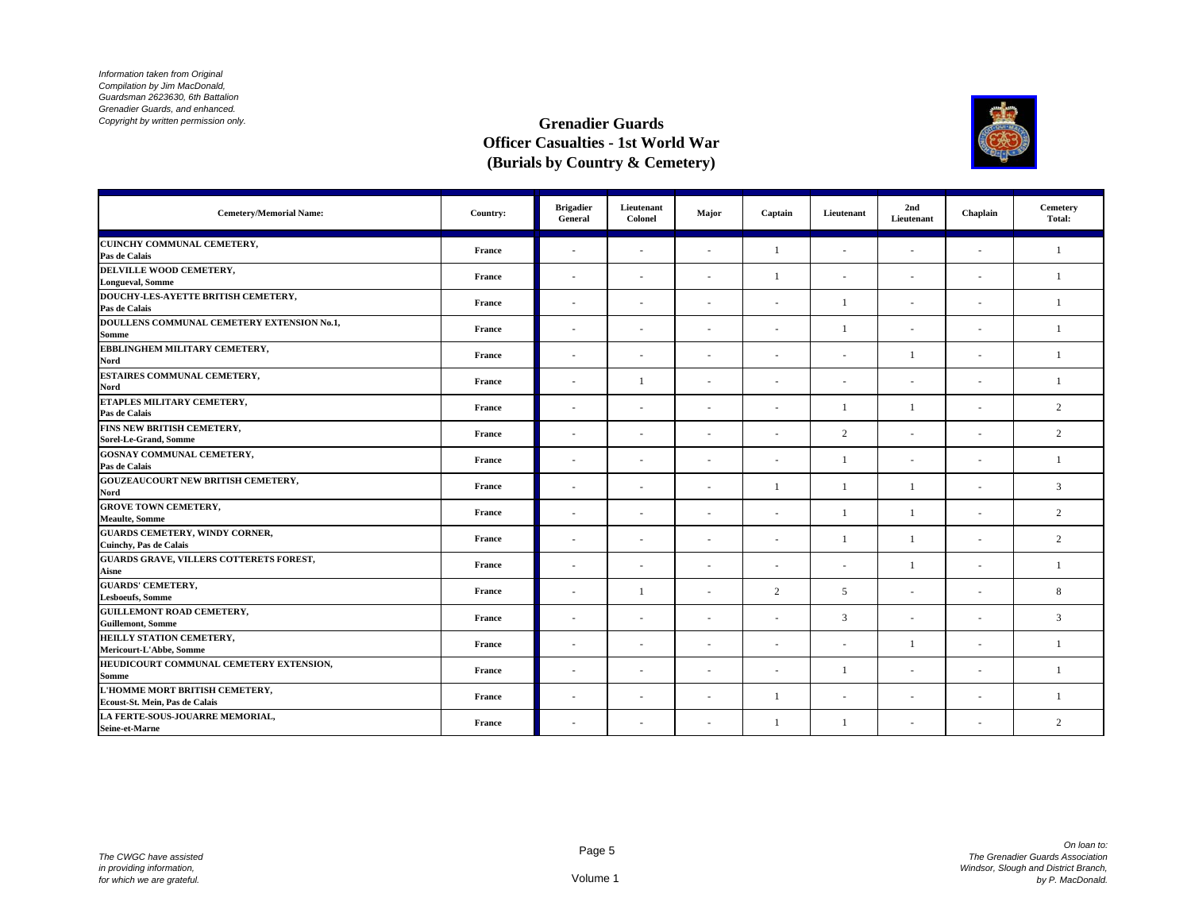*Information taken from Original Compilation by Jim MacDonald, Guardsman 2623630, 6th Battalion Grenadier Guards, and enhanced. Copyright by written permission only.*

# Grenadier Guards
## Officer Casualties - 1st World War
## (Burials by Country & Cemetery)

| Cemetery/Memorial Name: | Country: | Brigadier General | Lieutenant Colonel | Major | Captain | Lieutenant | 2nd Lieutenant | Chaplain | Cemetery Total: |
|---|---|---|---|---|---|---|---|---|---|
| **CUINCHY COMMUNAL CEMETERY,** Pas de Calais | France | - | - | - | 1 | - | - | - | 1 |
| **DELVILLE WOOD CEMETERY,** Longueval, Somme | France | - | - | - | 1 | - | - | - | 1 |
| **DOUCHY-LES-AYETTE BRITISH CEMETERY,** Pas de Calais | France | - | - | - | - | 1 | - | - | 1 |
| **DOULLENS COMMUNAL CEMETERY EXTENSION No.1,** Somme | France | - | - | - | - | 1 | - | - | 1 |
| **EBBLINGHEM MILITARY CEMETERY,** Nord | France | - | - | - | - | - | 1 | - | 1 |
| **ESTAIRES COMMUNAL CEMETERY,** Nord | France | - | 1 | - | - | - | - | - | 1 |
| **ETAPLES MILITARY CEMETERY,** Pas de Calais | France | - | - | - | - | 1 | 1 | - | 2 |
| **FINS NEW BRITISH CEMETERY,** Sorel-Le-Grand, Somme | France | - | - | - | - | 2 | - | - | 2 |
| **GOSNAY COMMUNAL CEMETERY,** Pas de Calais | France | - | - | - | - | 1 | - | - | 1 |
| **GOUZEAUCOURT NEW BRITISH CEMETERY,** Nord | France | - | - | - | 1 | 1 | 1 | - | 3 |
| **GROVE TOWN CEMETERY,** Meaulte, Somme | France | - | - | - | - | 1 | 1 | - | 2 |
| **GUARDS CEMETERY, WINDY CORNER,** Cuinchy, Pas de Calais | France | - | - | - | - | 1 | 1 | - | 2 |
| **GUARDS GRAVE, VILLERS COTTERETS FOREST,** Aisne | France | - | - | - | - | - | 1 | - | 1 |
| **GUARDS' CEMETERY,** Lesboeufs, Somme | France | - | 1 | - | 2 | 5 | - | - | 8 |
| **GUILLEMONT ROAD CEMETERY,** Guillemont, Somme | France | - | - | - | - | 3 | - | - | 3 |
| **HEILLY STATION CEMETERY,** Mericourt-L'Abbe, Somme | France | - | - | - | - | - | 1 | - | 1 |
| **HEUDICOURT COMMUNAL CEMETERY EXTENSION,** Somme | France | - | - | - | - | 1 | - | - | 1 |
| **L'HOMME MORT BRITISH CEMETERY,** Ecoust-St. Mein, Pas de Calais | France | - | - | - | 1 | - | - | - | 1 |
| **LA FERTE-SOUS-JOUARRE MEMORIAL,** Seine-et-Marne | France | - | - | - | 1 | 1 | - | - | 2 |

*The CWGC have assisted in providing information, for which we are grateful.*

*On loan to: The Grenadier Guards Association Windsor, Slough and District Branch, by P. MacDonald.*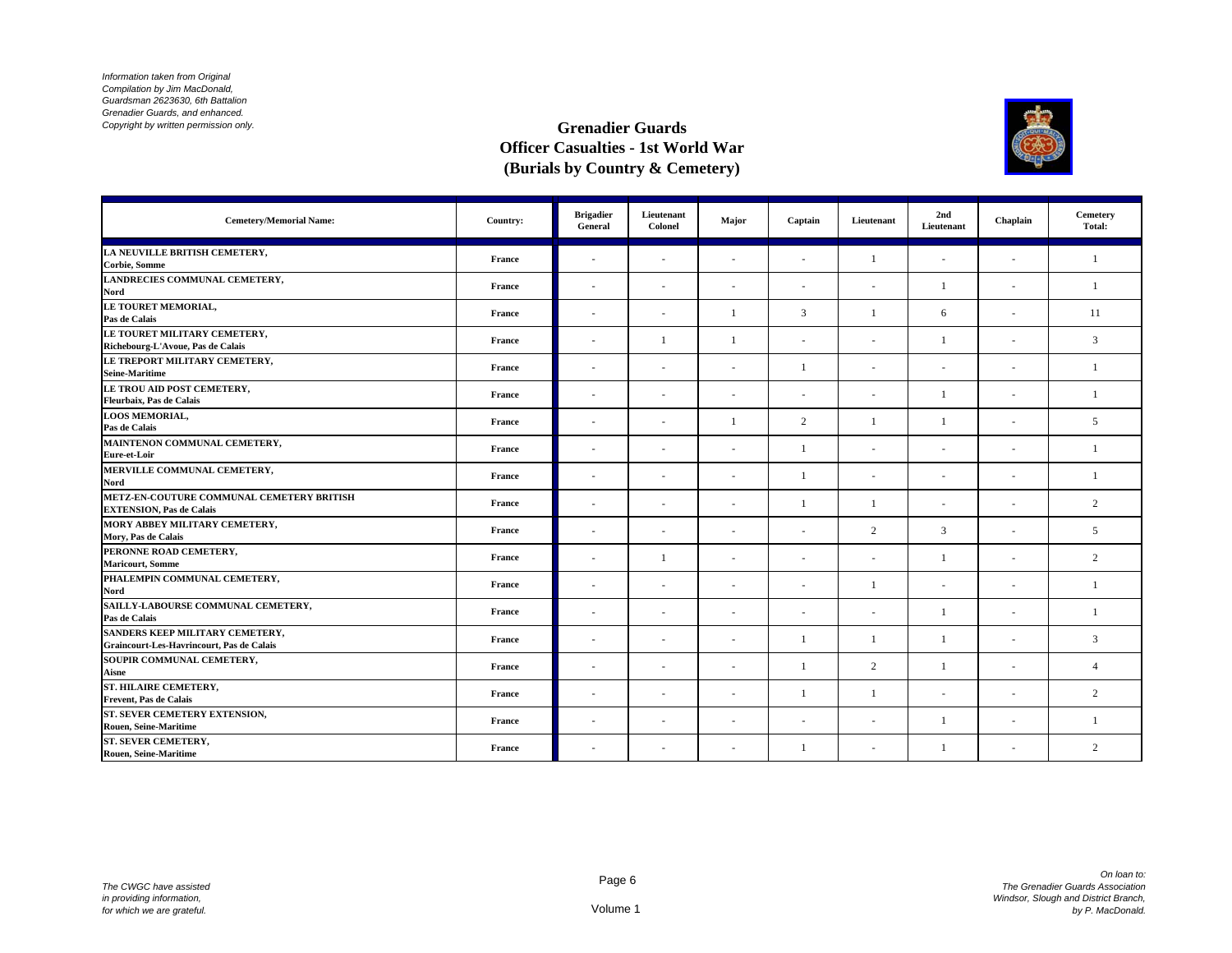*Information taken from Original Compilation by Jim MacDonald, Guardsman 2623630, 6th Battalion Grenadier Guards, and enhanced. Copyright by written permission only.*

# Grenadier Guards
## Officer Casualties - 1st World War
## (Burials by Country & Cemetery)

| Cemetery/Memorial Name: | Country: | Brigadier General | Lieutenant Colonel | Major | Captain | Lieutenant | 2nd Lieutenant | Chaplain | Cemetery Total: |
|---|---|---|---|---|---|---|---|---|---|
| **LA NEUVILLE BRITISH CEMETERY, Corbie, Somme** | France | - | - | - | - | 1 | - | - | 1 |
| **LANDRECIES COMMUNAL CEMETERY, Nord** | France | - | - | - | - | - | 1 | - | 1 |
| **LE TOURET MEMORIAL, Pas de Calais** | France | - | - | 1 | 3 | 1 | 6 | - | 11 |
| **LE TOURET MILITARY CEMETERY, Richebourg-L'Avoue, Pas de Calais** | France | - | 1 | 1 | - | - | 1 | - | 3 |
| **LE TREPORT MILITARY CEMETERY, Seine-Maritime** | France | - | - | - | 1 | - | - | - | 1 |
| **LE TROU AID POST CEMETERY, Fleurbaix, Pas de Calais** | France | - | - | - | - | - | 1 | - | 1 |
| **LOOS MEMORIAL, Pas de Calais** | France | - | - | 1 | 2 | 1 | 1 | - | 5 |
| **MAINTENON COMMUNAL CEMETERY, Eure-et-Loir** | France | - | - | - | 1 | - | - | - | 1 |
| **MERVILLE COMMUNAL CEMETERY, Nord** | France | - | - | - | 1 | - | - | - | 1 |
| **METZ-EN-COUTURE COMMUNAL CEMETERY BRITISH EXTENSION, Pas de Calais** | France | - | - | - | 1 | 1 | - | - | 2 |
| **MORY ABBEY MILITARY CEMETERY, Mory, Pas de Calais** | France | - | - | - | - | 2 | 3 | - | 5 |
| **PERONNE ROAD CEMETERY, Maricourt, Somme** | France | - | 1 | - | - | - | 1 | - | 2 |
| **PHALEMPIN COMMUNAL CEMETERY, Nord** | France | - | - | - | - | 1 | - | - | 1 |
| **SAILLY-LABOURSE COMMUNAL CEMETERY, Pas de Calais** | France | - | - | - | - | - | 1 | - | 1 |
| **SANDERS KEEP MILITARY CEMETERY, Graincourt-Les-Havrincourt, Pas de Calais** | France | - | - | - | 1 | 1 | 1 | - | 3 |
| **SOUPIR COMMUNAL CEMETERY, Aisne** | France | - | - | - | 1 | 2 | 1 | - | 4 |
| **ST. HILAIRE CEMETERY, Frevent, Pas de Calais** | France | - | - | - | 1 | 1 | - | - | 2 |
| **ST. SEVER CEMETERY EXTENSION, Rouen, Seine-Maritime** | France | - | - | - | - | - | 1 | - | 1 |
| **ST. SEVER CEMETERY, Rouen, Seine-Maritime** | France | - | - | - | 1 | - | 1 | - | 2 |

*The CWGC have assisted in providing information, for which we are grateful.*

Volume 1

*On loan to: The Grenadier Guards Association Windsor, Slough and District Branch, by P. MacDonald.*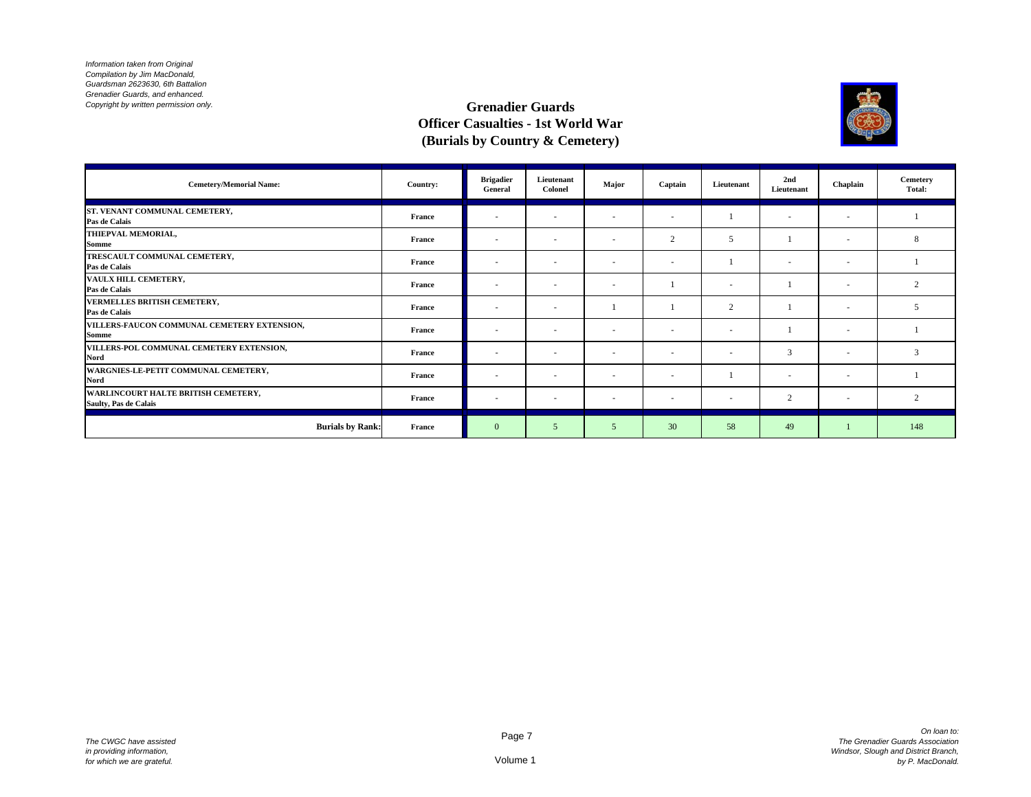*Information taken from Original Compilation by Jim MacDonald, Guardsman 2623630, 6th Battalion Grenadier Guards, and enhanced. Copyright by written permission only.*

# Grenadier Guards
## Officer Casualties - 1st World War
## (Burials by Country & Cemetery)

| Cemetery/Memorial Name: | Country: | Brigadier General | Lieutenant Colonel | Major | Captain | Lieutenant | 2nd Lieutenant | Chaplain | Cemetery Total: |
|---|---|---|---|---|---|---|---|---|---|
| **ST. VENANT COMMUNAL CEMETERY, Pas de Calais** | **France** | - | - | - | - | 1 | - | - | 1 |
| **THIEPVAL MEMORIAL, Somme** | **France** | - | - | - | 2 | 5 | 1 | - | 8 |
| **TRESCAULT COMMUNAL CEMETERY, Pas de Calais** | **France** | - | - | - | - | 1 | - | - | 1 |
| **VAULX HILL CEMETERY, Pas de Calais** | **France** | - | - | - | 1 | - | 1 | - | 2 |
| **VERMELLES BRITISH CEMETERY, Pas de Calais** | **France** | - | - | 1 | 1 | 2 | 1 | - | 5 |
| **VILLERS-FAUCON COMMUNAL CEMETERY EXTENSION, Somme** | **France** | - | - | - | - | - | 1 | - | 1 |
| **VILLERS-POL COMMUNAL CEMETERY EXTENSION, Nord** | **France** | - | - | - | - | - | 3 | - | 3 |
| **WARGNIES-LE-PETIT COMMUNAL CEMETERY, Nord** | **France** | - | - | - | - | 1 | - | - | 1 |
| **WARLINCOURT HALTE BRITISH CEMETERY, Saulty, Pas de Calais** | **France** | - | - | - | - | - | 2 | - | 2 |
| **Burials by Rank:** | **France** | 0 | 5 | 5 | 30 | 58 | 49 | 1 | 148 |

*The CWGC have assisted in providing information, for which we are grateful.*

Volume 1

*On loan to: The Grenadier Guards Association Windsor, Slough and District Branch, by P. MacDonald.*